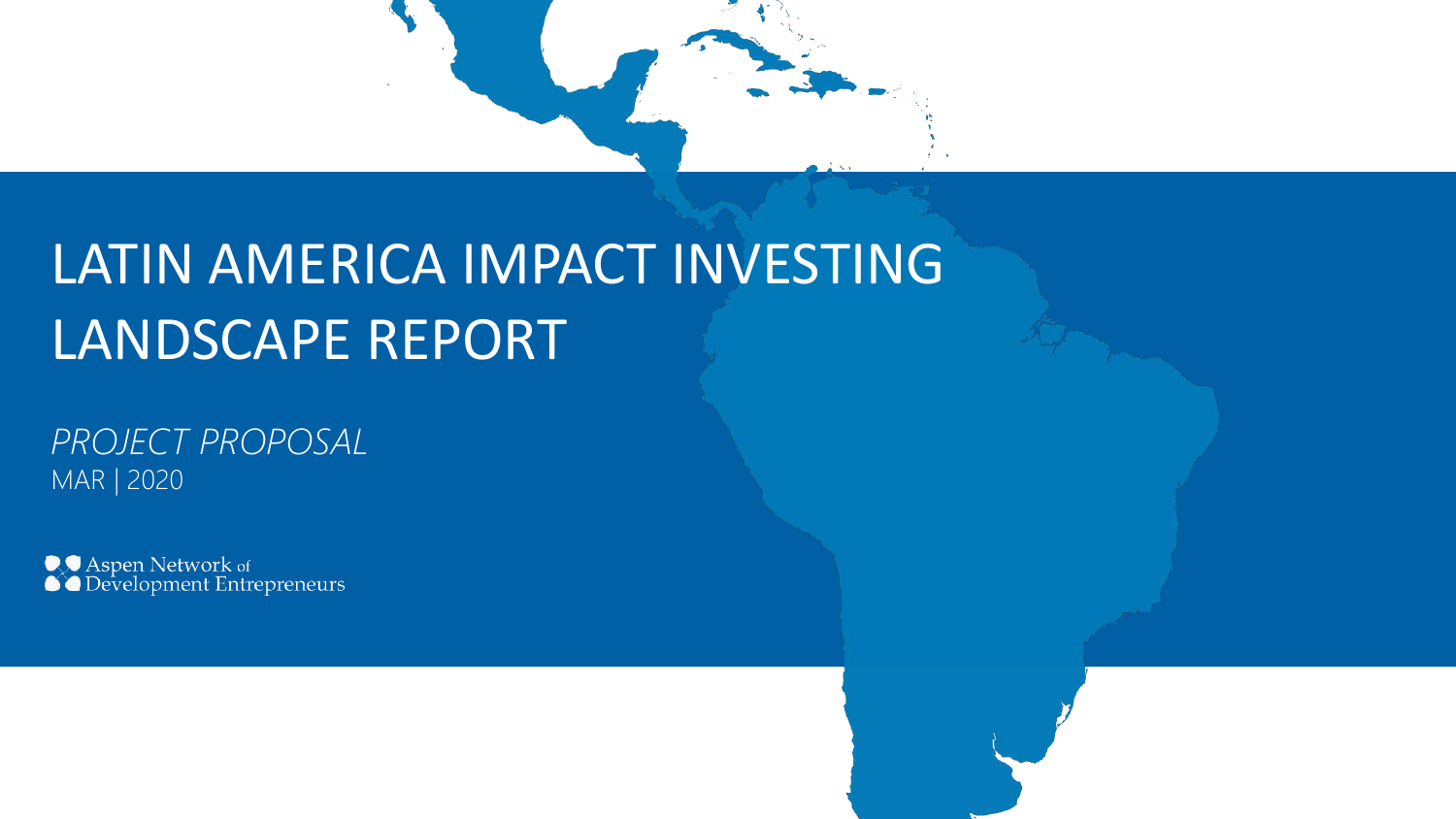# LATIN AMERICA IMPACT INVESTING LANDSCAPE REPORT

*PROJECT PROPOSAL*

MAR | 2020

Aspen Network of Development Entrepreneurs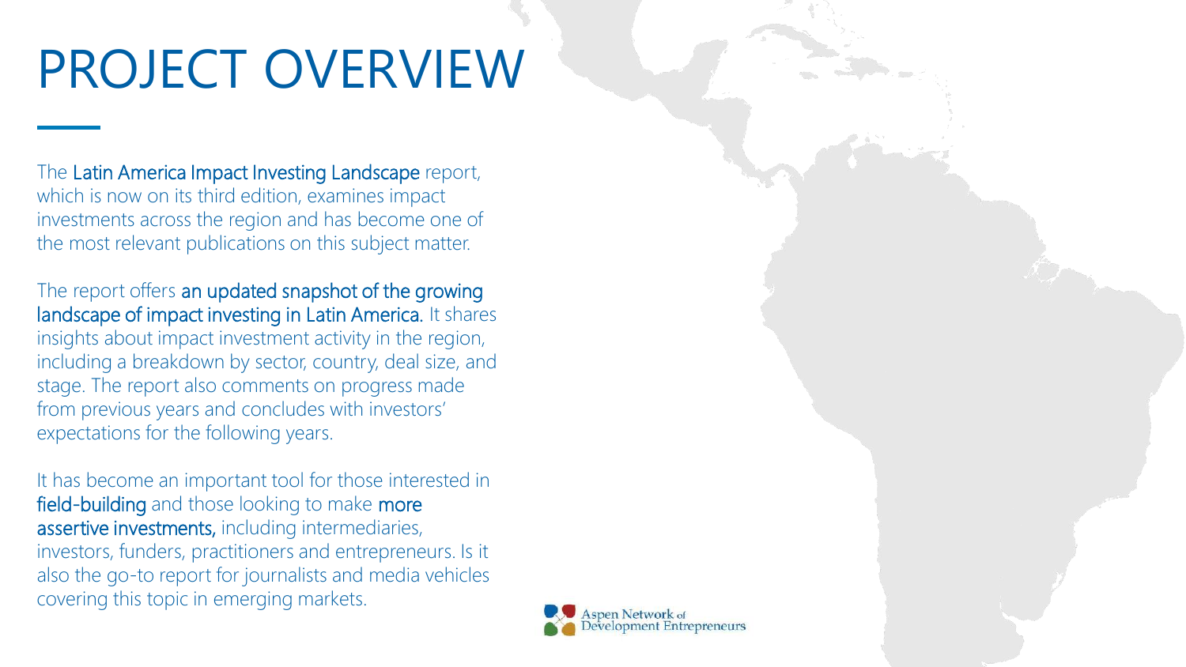# PROJECT OVERVIEW

The Latin America Impact Investing Landscape report, which is now on its third edition, examines impact investments across the region and has become one of the most relevant publications on this subject matter.

The report offers an updated snapshot of the growing landscape of impact investing in Latin America. It shares insights about impact investment activity in the region, including a breakdown by sector, country, deal size, and stage. The report also comments on progress made from previous years and concludes with investors' expectations for the following years.

It has become an important tool for those interested in field-building and those looking to make more assertive investments, including intermediaries, investors, funders, practitioners and entrepreneurs. Is it also the go-to report for journalists and media vehicles covering this topic in emerging markets.

Aspen Network of Development Entrepreneurs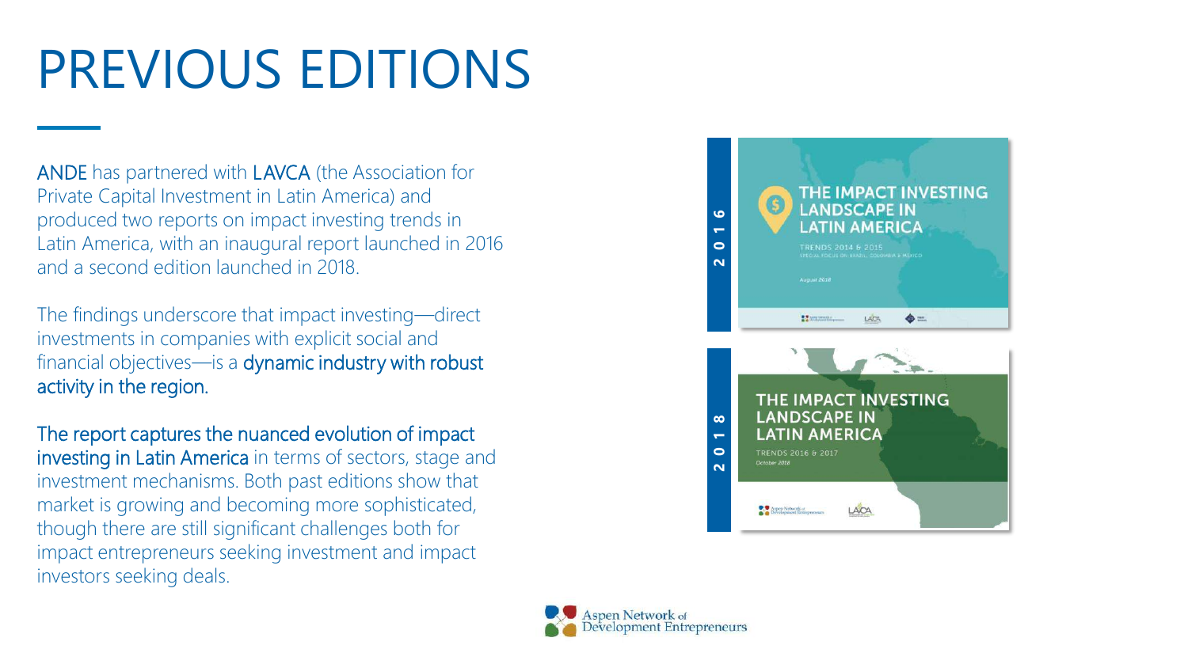# PREVIOUS EDITIONS

ANDE has partnered with LAVCA (the Association for Private Capital Investment in Latin America) and produced two reports on impact investing trends in Latin America, with an inaugural report launched in 2016 and a second edition launched in 2018.

The findings underscore that impact investing—direct investments in companies with explicit social and financial objectives—is a dynamic industry with robust activity in the region.

The report captures the nuanced evolution of impact investing in Latin America in terms of sectors, stage and investment mechanisms. Both past editions show that market is growing and becoming more sophisticated, though there are still significant challenges both for impact entrepreneurs seeking investment and impact investors seeking deals.

**2016**

THE IMPACT INVESTING LANDSCAPE IN LATIN AMERICA

TRENDS 2014 & 2015

SPECIAL FOCUS ON BRAZIL, COLOMBIA & MEXICO

August 2016

**2018**

THE IMPACT INVESTING LANDSCAPE IN LATIN AMERICA

TRENDS 2016 & 2017

October 2018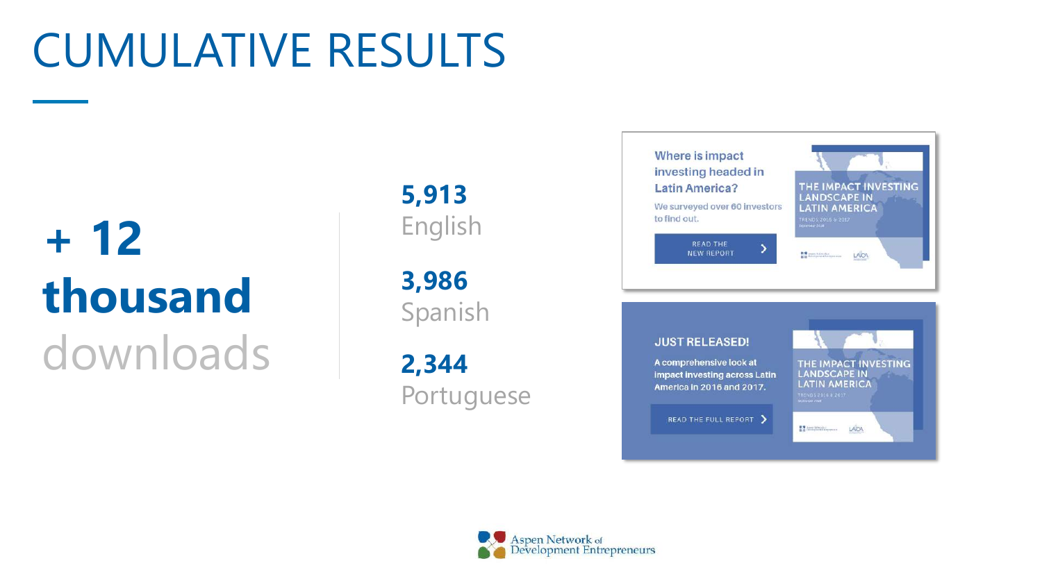# CUMULATIVE RESULTS

**+ 12 thousand** downloads

**5,913**
English

**3,986**
Spanish

**2,344**
Portuguese

Where is impact investing headed in Latin America?

We surveyed over 60 investors to find out.

READ THE NEW REPORT

THE IMPACT INVESTING LANDSCAPE IN LATIN AMERICA

TRENDS 2016 & 2017

JUST RELEASED!

A comprehensive look at impact investing across Latin America in 2016 and 2017.

READ THE FULL REPORT

THE IMPACT INVESTING LANDSCAPE IN LATIN AMERICA

TRENDS 2016 & 2017

Aspen Network of Development Entrepreneurs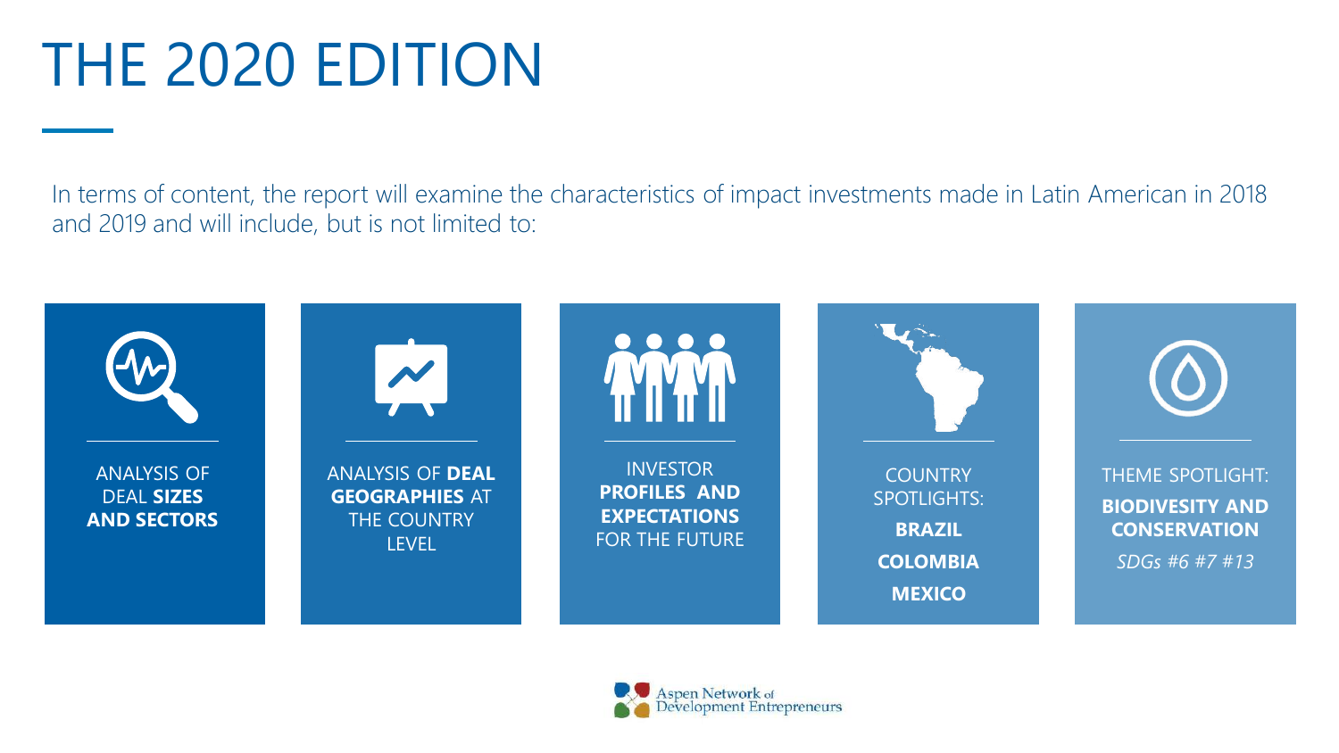# THE 2020 EDITION

In terms of content, the report will examine the characteristics of impact investments made in Latin American in 2018 and 2019 and will include, but is not limited to:

- ANALYSIS OF DEAL **SIZES AND SECTORS**
- ANALYSIS OF **DEAL GEOGRAPHIES** AT THE COUNTRY LEVEL
- INVESTOR **PROFILES AND EXPECTATIONS** FOR THE FUTURE
- COUNTRY SPOTLIGHTS: **BRAZIL**, **COLOMBIA**, **MEXICO**
- THEME SPOTLIGHT: **BIODIVESITY AND CONSERVATION** *SDGs #6 #7 #13*

Aspen Network of Development Entrepreneurs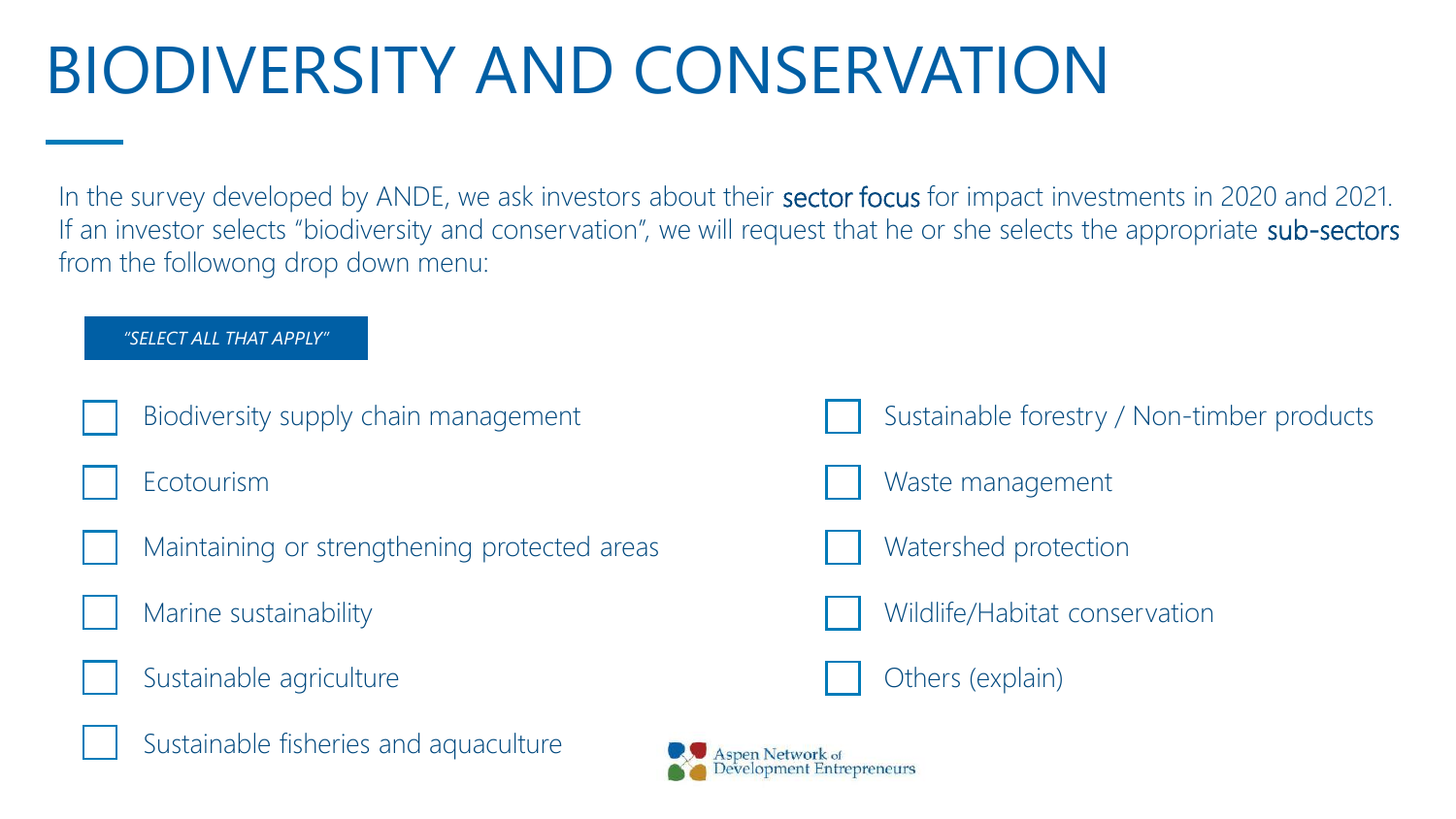# BIODIVERSITY AND CONSERVATION

In the survey developed by ANDE, we ask investors about their **sector focus** for impact investments in 2020 and 2021. If an investor selects "biodiversity and conservation", we will request that he or she selects the appropriate **sub-sectors** from the followong drop down menu:

*"SELECT ALL THAT APPLY"*

- [ ] Biodiversity supply chain management
- [ ] Ecotourism
- [ ] Maintaining or strengthening protected areas
- [ ] Marine sustainability
- [ ] Sustainable agriculture
- [ ] Sustainable fisheries and aquaculture
- [ ] Sustainable forestry / Non-timber products
- [ ] Waste management
- [ ] Watershed protection
- [ ] Wildlife/Habitat conservation
- [ ] Others (explain)

Aspen Network of Development Entrepreneurs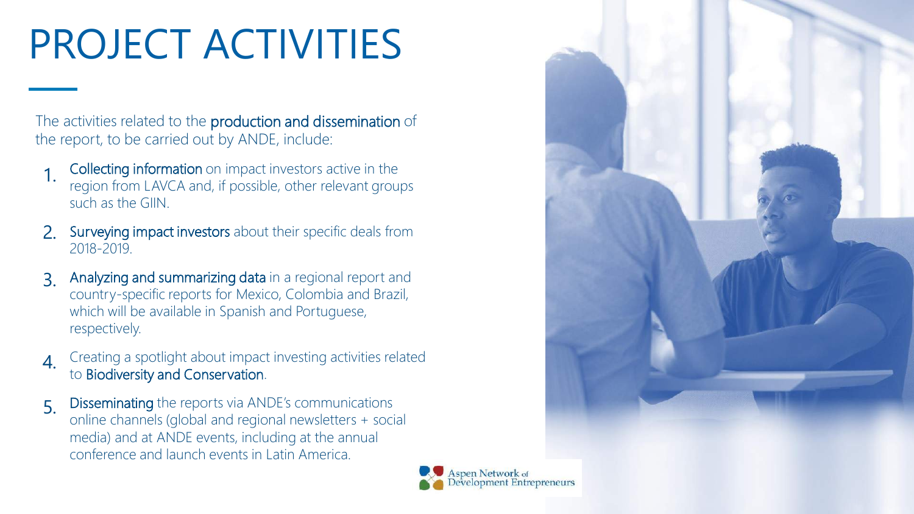# PROJECT ACTIVITIES

The activities related to the **production and dissemination** of the report, to be carried out by ANDE, include:

1. **Collecting information** on impact investors active in the region from LAVCA and, if possible, other relevant groups such as the GIIN.
2. **Surveying impact investors** about their specific deals from 2018-2019.
3. **Analyzing and summarizing data** in a regional report and country-specific reports for Mexico, Colombia and Brazil, which will be available in Spanish and Portuguese, respectively.
4. Creating a spotlight about impact investing activities related to **Biodiversity and Conservation**.
5. **Disseminating** the reports via ANDE's communications online channels (global and regional newsletters + social media) and at ANDE events, including at the annual conference and launch events in Latin America.

Aspen Network of Development Entrepreneurs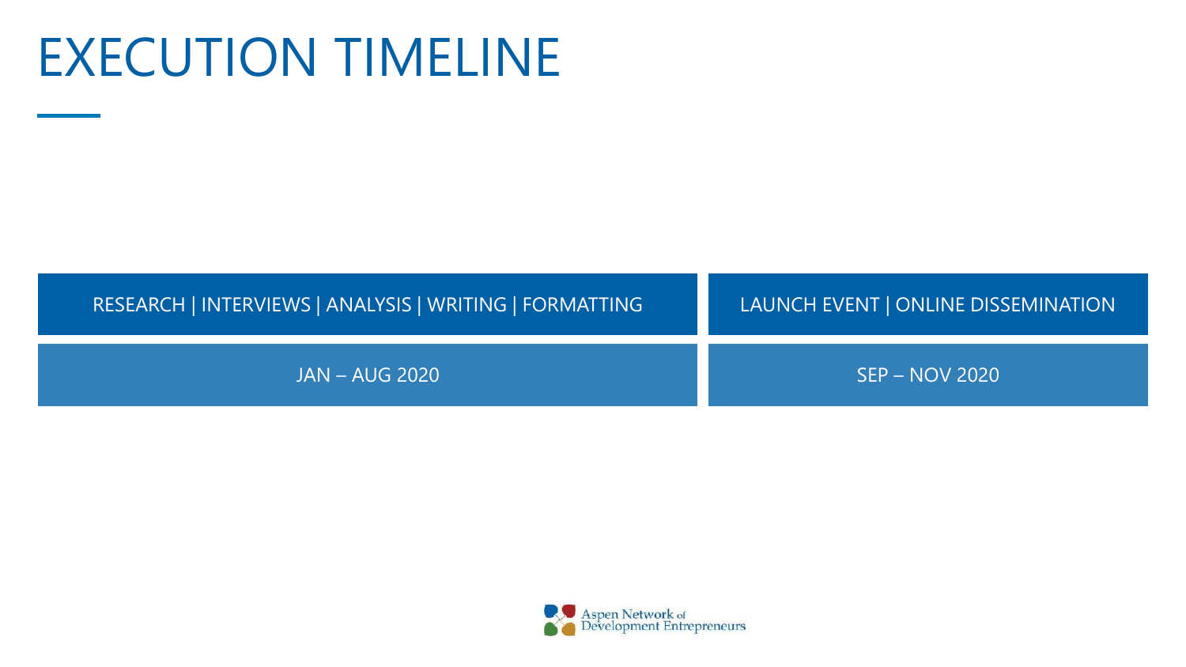# EXECUTION TIMELINE

| RESEARCH \| INTERVIEWS \| ANALYSIS \| WRITING \| FORMATTING | LAUNCH EVENT \| ONLINE DISSEMINATION |
| --- | --- |
| JAN – AUG 2020 | SEP – NOV 2020 |

Aspen Network of Development Entrepreneurs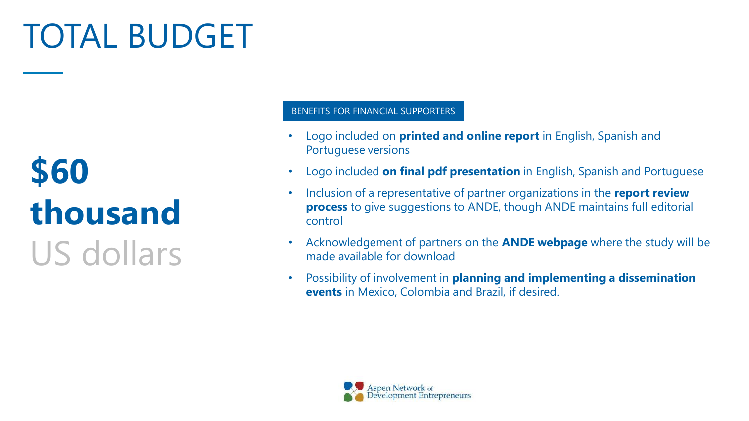# TOTAL BUDGET

**$60 thousand** US dollars

BENEFITS FOR FINANCIAL SUPPORTERS

- Logo included on **printed and online report** in English, Spanish and Portuguese versions
- Logo included **on final pdf presentation** in English, Spanish and Portuguese
- Inclusion of a representative of partner organizations in the **report review process** to give suggestions to ANDE, though ANDE maintains full editorial control
- Acknowledgement of partners on the **ANDE webpage** where the study will be made available for download
- Possibility of involvement in **planning and implementing a dissemination events** in Mexico, Colombia and Brazil, if desired.

Aspen Network of Development Entrepreneurs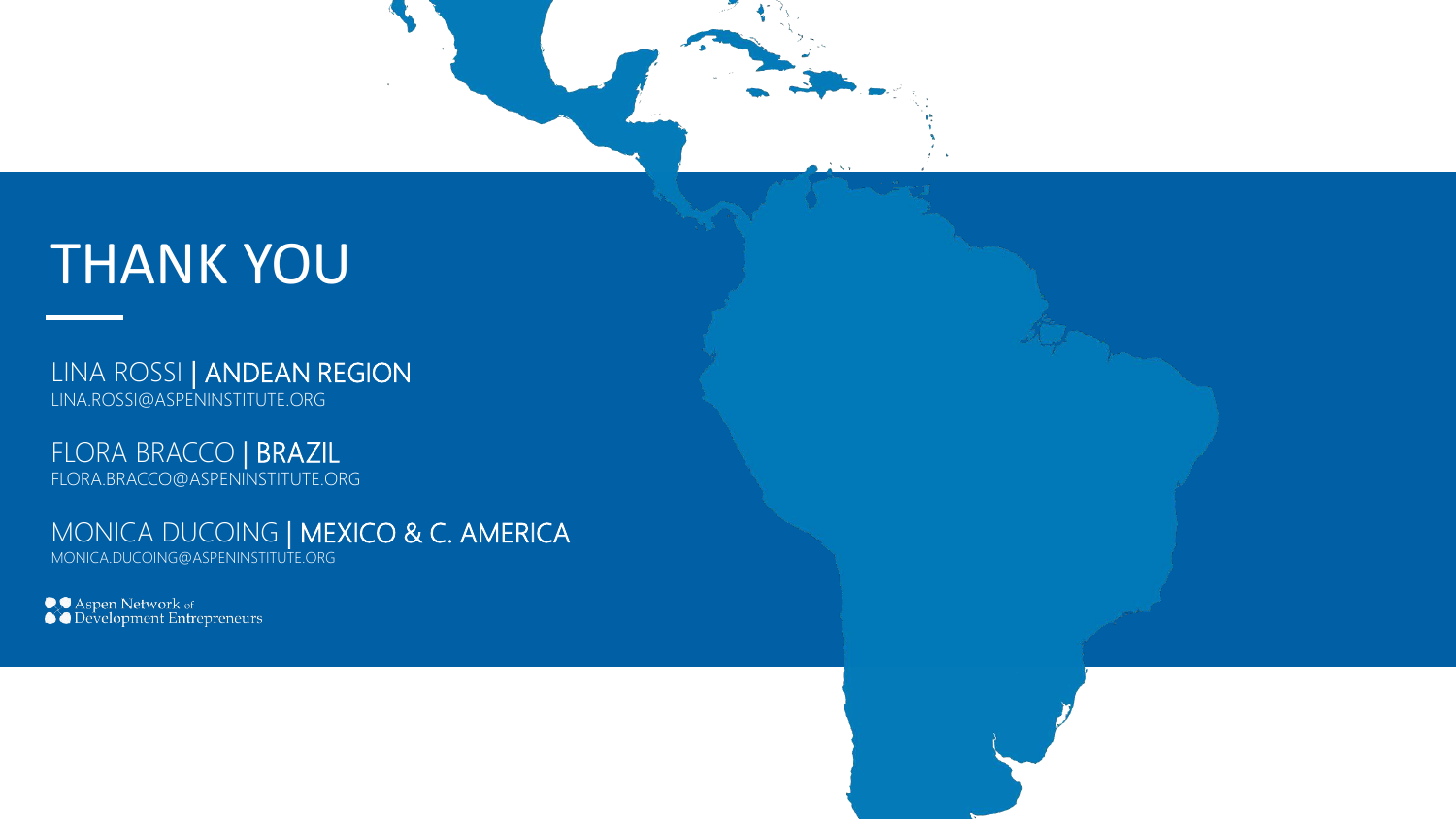# THANK YOU

LINA ROSSI | ANDEAN REGION
LINA.ROSSI@ASPENINSTITUTE.ORG

FLORA BRACCO | BRAZIL
FLORA.BRACCO@ASPENINSTITUTE.ORG

MONICA DUCOING | MEXICO & C. AMERICA
MONICA.DUCOING@ASPENINSTITUTE.ORG

Aspen Network of Development Entrepreneurs